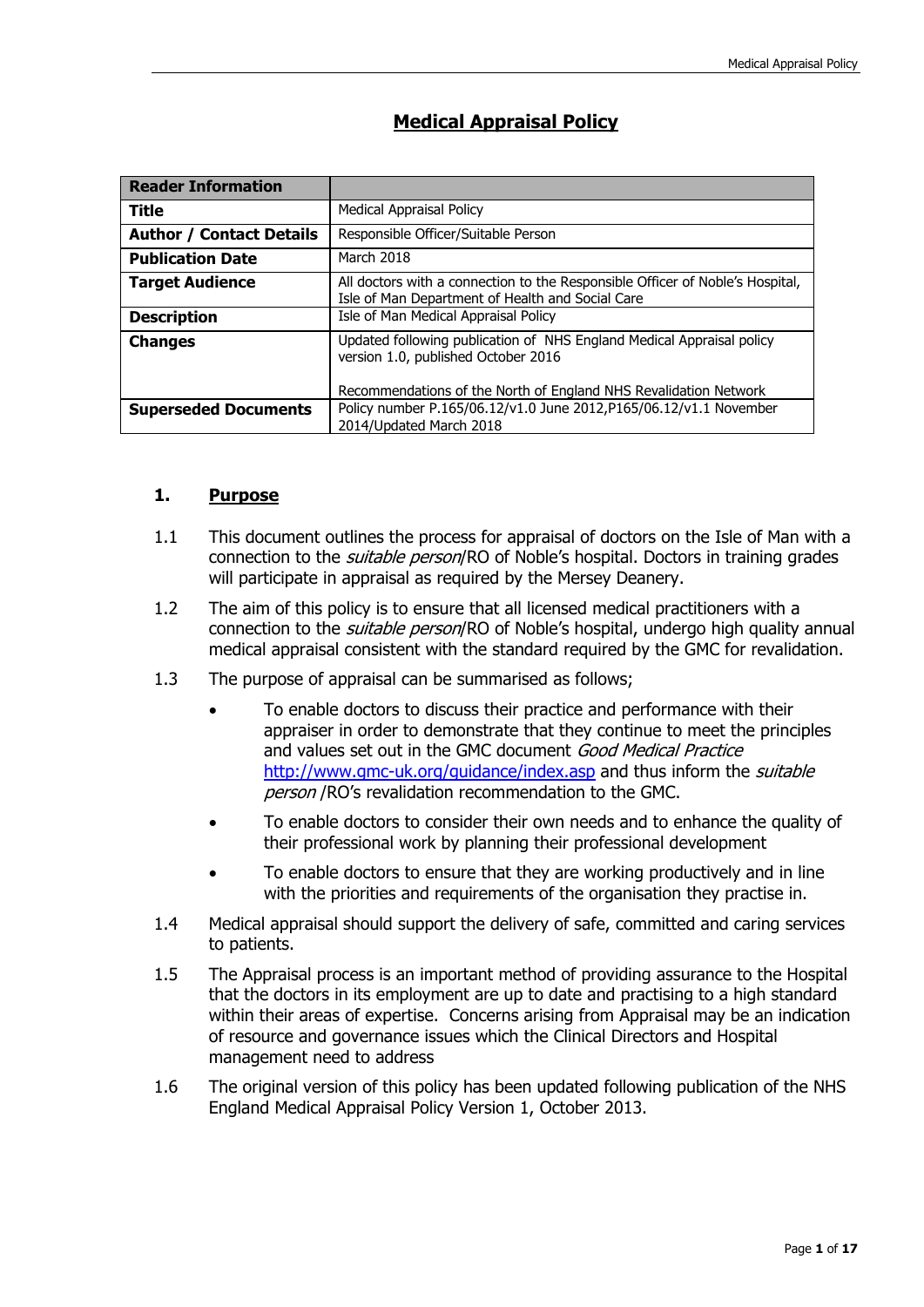# Medical Appraisal Policy

| **Reader Information** | |
|---|---|
| **Title** | Medical Appraisal Policy |
| **Author / Contact Details** | Responsible Officer/Suitable Person |
| **Publication Date** | March 2018 |
| **Target Audience** | All doctors with a connection to the Responsible Officer of Noble's Hospital, Isle of Man Department of Health and Social Care |
| **Description** | Isle of Man Medical Appraisal Policy |
| **Changes** | Updated following publication of NHS England Medical Appraisal policy version 1.0, published October 2016<br><br>Recommendations of the North of England NHS Revalidation Network |
| **Superseded Documents** | Policy number P.165/06.12/v1.0 June 2012,P165/06.12/v1.1 November 2014/Updated March 2018 |

## 1. Purpose

1.1 This document outlines the process for appraisal of doctors on the Isle of Man with a connection to the *suitable person*/RO of Noble's hospital. Doctors in training grades will participate in appraisal as required by the Mersey Deanery.

1.2 The aim of this policy is to ensure that all licensed medical practitioners with a connection to the *suitable person*/RO of Noble's hospital, undergo high quality annual medical appraisal consistent with the standard required by the GMC for revalidation.

1.3 The purpose of appraisal can be summarised as follows;

- To enable doctors to discuss their practice and performance with their appraiser in order to demonstrate that they continue to meet the principles and values set out in the GMC document *Good Medical Practice* http://www.gmc-uk.org/guidance/index.asp and thus inform the *suitable person* /RO's revalidation recommendation to the GMC.
- To enable doctors to consider their own needs and to enhance the quality of their professional work by planning their professional development
- To enable doctors to ensure that they are working productively and in line with the priorities and requirements of the organisation they practise in.

1.4 Medical appraisal should support the delivery of safe, committed and caring services to patients.

1.5 The Appraisal process is an important method of providing assurance to the Hospital that the doctors in its employment are up to date and practising to a high standard within their areas of expertise. Concerns arising from Appraisal may be an indication of resource and governance issues which the Clinical Directors and Hospital management need to address

1.6 The original version of this policy has been updated following publication of the NHS England Medical Appraisal Policy Version 1, October 2013.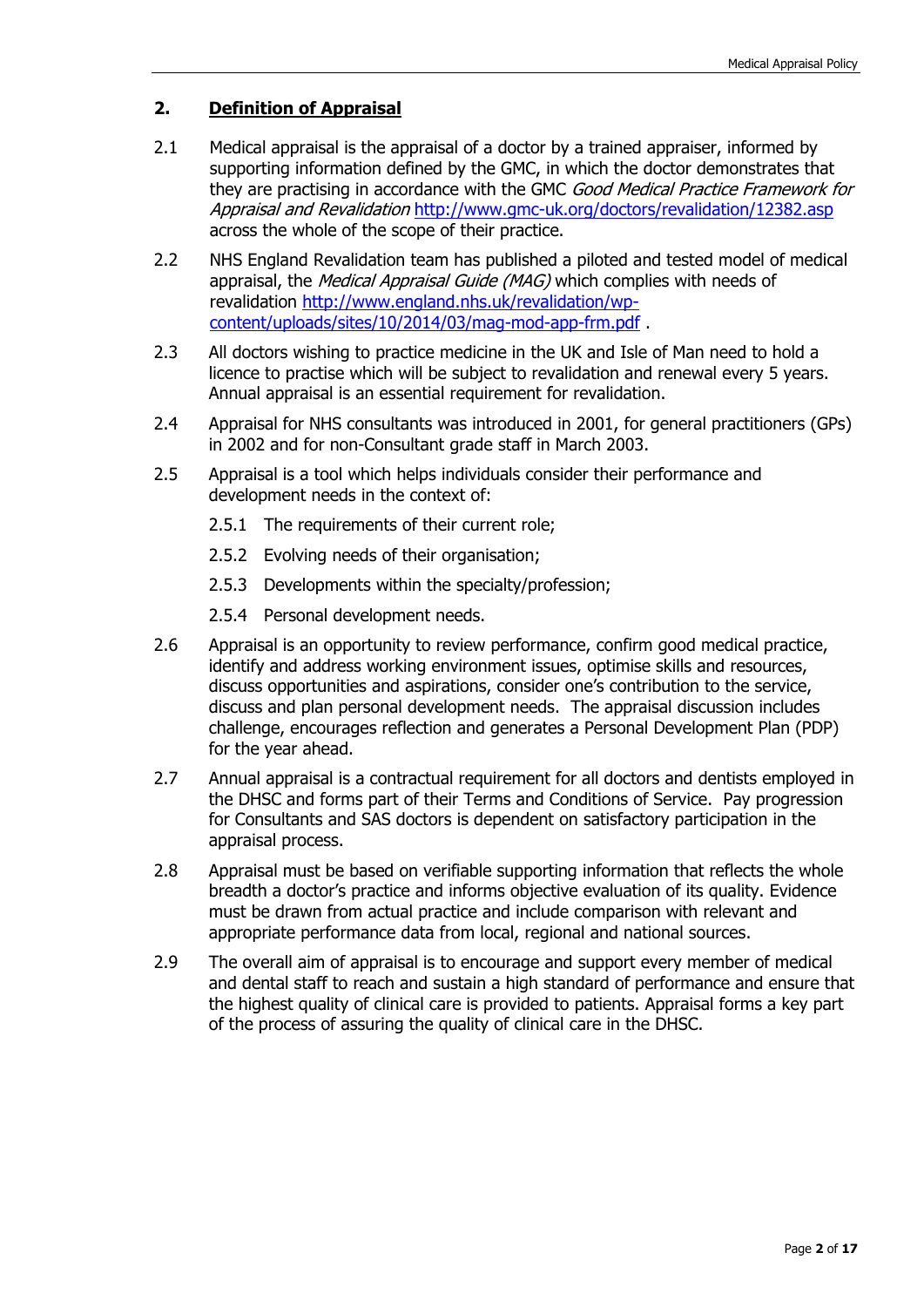## 2. **Definition of Appraisal**

2.1 Medical appraisal is the appraisal of a doctor by a trained appraiser, informed by supporting information defined by the GMC, in which the doctor demonstrates that they are practising in accordance with the GMC *Good Medical Practice Framework for Appraisal and Revalidation* http://www.gmc-uk.org/doctors/revalidation/12382.asp across the whole of the scope of their practice.

2.2 NHS England Revalidation team has published a piloted and tested model of medical appraisal, the *Medical Appraisal Guide (MAG)* which complies with needs of revalidation http://www.england.nhs.uk/revalidation/wp-content/uploads/sites/10/2014/03/mag-mod-app-frm.pdf .

2.3 All doctors wishing to practice medicine in the UK and Isle of Man need to hold a licence to practise which will be subject to revalidation and renewal every 5 years. Annual appraisal is an essential requirement for revalidation.

2.4 Appraisal for NHS consultants was introduced in 2001, for general practitioners (GPs) in 2002 and for non-Consultant grade staff in March 2003.

2.5 Appraisal is a tool which helps individuals consider their performance and development needs in the context of:

- 2.5.1 The requirements of their current role;
- 2.5.2 Evolving needs of their organisation;
- 2.5.3 Developments within the specialty/profession;
- 2.5.4 Personal development needs.

2.6 Appraisal is an opportunity to review performance, confirm good medical practice, identify and address working environment issues, optimise skills and resources, discuss opportunities and aspirations, consider one's contribution to the service, discuss and plan personal development needs. The appraisal discussion includes challenge, encourages reflection and generates a Personal Development Plan (PDP) for the year ahead.

2.7 Annual appraisal is a contractual requirement for all doctors and dentists employed in the DHSC and forms part of their Terms and Conditions of Service. Pay progression for Consultants and SAS doctors is dependent on satisfactory participation in the appraisal process.

2.8 Appraisal must be based on verifiable supporting information that reflects the whole breadth a doctor's practice and informs objective evaluation of its quality. Evidence must be drawn from actual practice and include comparison with relevant and appropriate performance data from local, regional and national sources.

2.9 The overall aim of appraisal is to encourage and support every member of medical and dental staff to reach and sustain a high standard of performance and ensure that the highest quality of clinical care is provided to patients. Appraisal forms a key part of the process of assuring the quality of clinical care in the DHSC.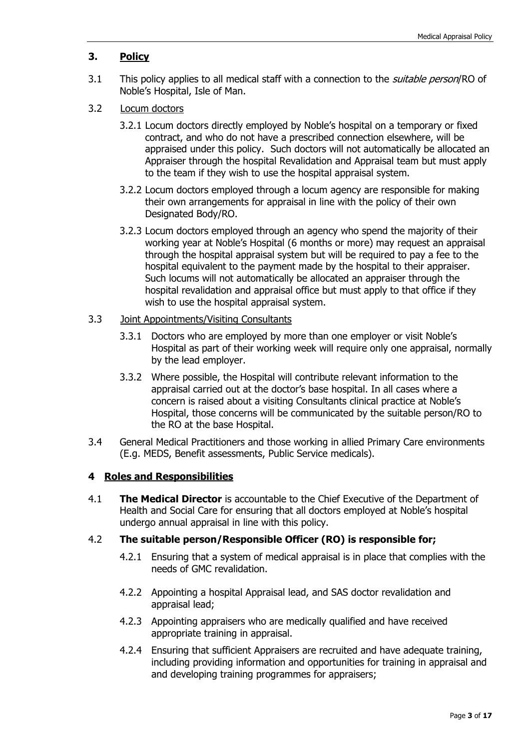## 3. <u>Policy</u>

3.1 This policy applies to all medical staff with a connection to the *suitable person*/RO of Noble's Hospital, Isle of Man.

3.2 <u>Locum doctors</u>

3.2.1 Locum doctors directly employed by Noble's hospital on a temporary or fixed contract, and who do not have a prescribed connection elsewhere, will be appraised under this policy. Such doctors will not automatically be allocated an Appraiser through the hospital Revalidation and Appraisal team but must apply to the team if they wish to use the hospital appraisal system.

3.2.2 Locum doctors employed through a locum agency are responsible for making their own arrangements for appraisal in line with the policy of their own Designated Body/RO.

3.2.3 Locum doctors employed through an agency who spend the majority of their working year at Noble's Hospital (6 months or more) may request an appraisal through the hospital appraisal system but will be required to pay a fee to the hospital equivalent to the payment made by the hospital to their appraiser. Such locums will not automatically be allocated an appraiser through the hospital revalidation and appraisal office but must apply to that office if they wish to use the hospital appraisal system.

3.3 <u>Joint Appointments/Visiting Consultants</u>

3.3.1 Doctors who are employed by more than one employer or visit Noble's Hospital as part of their working week will require only one appraisal, normally by the lead employer.

3.3.2 Where possible, the Hospital will contribute relevant information to the appraisal carried out at the doctor's base hospital. In all cases where a concern is raised about a visiting Consultants clinical practice at Noble's Hospital, those concerns will be communicated by the suitable person/RO to the RO at the base Hospital.

3.4 General Medical Practitioners and those working in allied Primary Care environments (E.g. MEDS, Benefit assessments, Public Service medicals).

## 4 <u>Roles and Responsibilities</u>

4.1 **The Medical Director** is accountable to the Chief Executive of the Department of Health and Social Care for ensuring that all doctors employed at Noble's hospital undergo annual appraisal in line with this policy.

4.2 **The suitable person/Responsible Officer (RO) is responsible for;**

4.2.1 Ensuring that a system of medical appraisal is in place that complies with the needs of GMC revalidation.

4.2.2 Appointing a hospital Appraisal lead, and SAS doctor revalidation and appraisal lead;

4.2.3 Appointing appraisers who are medically qualified and have received appropriate training in appraisal.

4.2.4 Ensuring that sufficient Appraisers are recruited and have adequate training, including providing information and opportunities for training in appraisal and and developing training programmes for appraisers;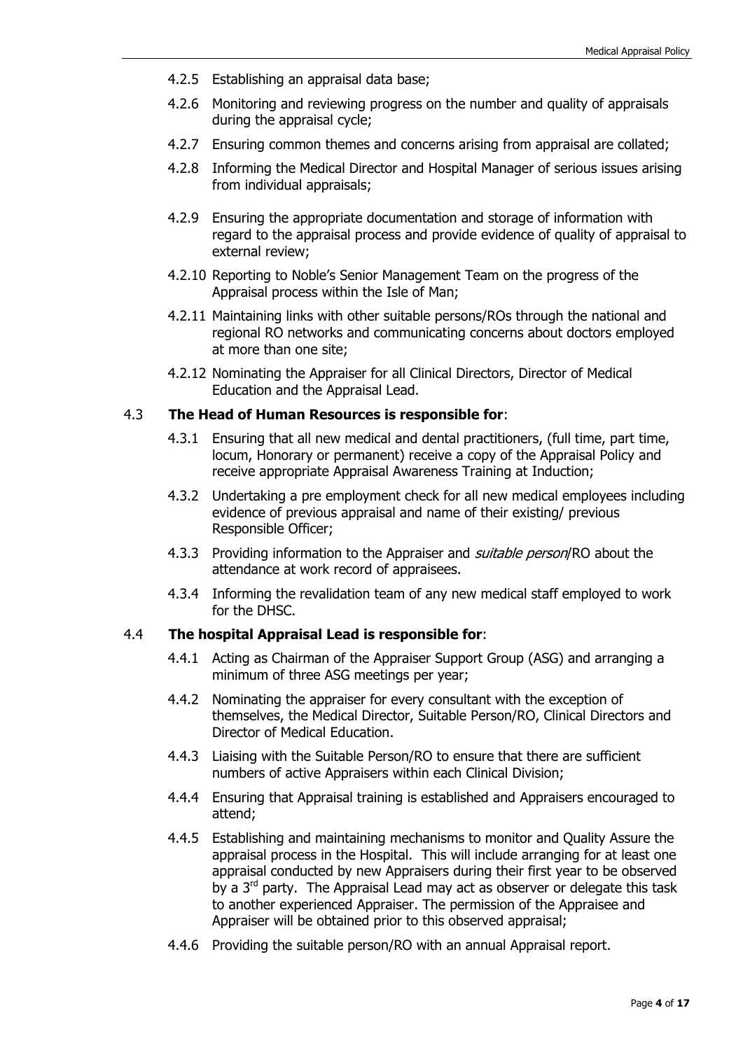4.2.5 Establishing an appraisal data base;

4.2.6 Monitoring and reviewing progress on the number and quality of appraisals during the appraisal cycle;

4.2.7 Ensuring common themes and concerns arising from appraisal are collated;

4.2.8 Informing the Medical Director and Hospital Manager of serious issues arising from individual appraisals;

4.2.9 Ensuring the appropriate documentation and storage of information with regard to the appraisal process and provide evidence of quality of appraisal to external review;

4.2.10 Reporting to Noble's Senior Management Team on the progress of the Appraisal process within the Isle of Man;

4.2.11 Maintaining links with other suitable persons/ROs through the national and regional RO networks and communicating concerns about doctors employed at more than one site;

4.2.12 Nominating the Appraiser for all Clinical Directors, Director of Medical Education and the Appraisal Lead.

4.3 **The Head of Human Resources is responsible for**:

4.3.1 Ensuring that all new medical and dental practitioners, (full time, part time, locum, Honorary or permanent) receive a copy of the Appraisal Policy and receive appropriate Appraisal Awareness Training at Induction;

4.3.2 Undertaking a pre employment check for all new medical employees including evidence of previous appraisal and name of their existing/ previous Responsible Officer;

4.3.3 Providing information to the Appraiser and *suitable person*/RO about the attendance at work record of appraisees.

4.3.4 Informing the revalidation team of any new medical staff employed to work for the DHSC.

4.4 **The hospital Appraisal Lead is responsible for**:

4.4.1 Acting as Chairman of the Appraiser Support Group (ASG) and arranging a minimum of three ASG meetings per year;

4.4.2 Nominating the appraiser for every consultant with the exception of themselves, the Medical Director, Suitable Person/RO, Clinical Directors and Director of Medical Education.

4.4.3 Liaising with the Suitable Person/RO to ensure that there are sufficient numbers of active Appraisers within each Clinical Division;

4.4.4 Ensuring that Appraisal training is established and Appraisers encouraged to attend;

4.4.5 Establishing and maintaining mechanisms to monitor and Quality Assure the appraisal process in the Hospital. This will include arranging for at least one appraisal conducted by new Appraisers during their first year to be observed by a 3rd party. The Appraisal Lead may act as observer or delegate this task to another experienced Appraiser. The permission of the Appraisee and Appraiser will be obtained prior to this observed appraisal;

4.4.6 Providing the suitable person/RO with an annual Appraisal report.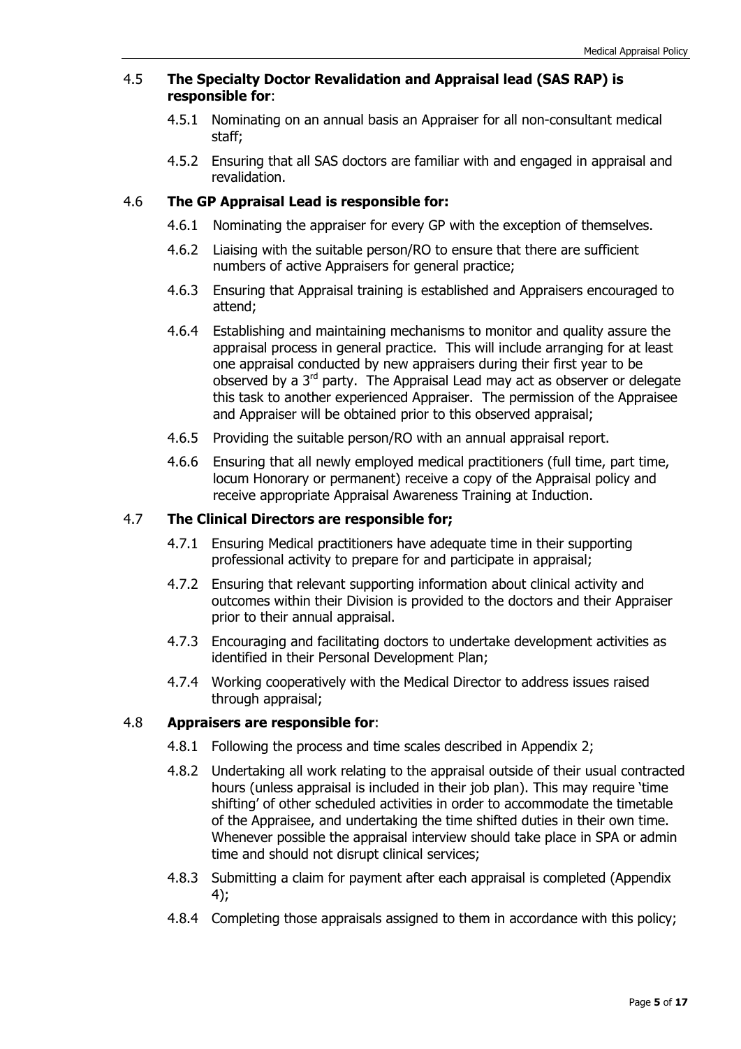### 4.5 **The Specialty Doctor Revalidation and Appraisal lead (SAS RAP) is responsible for**:

4.5.1 Nominating on an annual basis an Appraiser for all non-consultant medical staff;

4.5.2 Ensuring that all SAS doctors are familiar with and engaged in appraisal and revalidation.

### 4.6 **The GP Appraisal Lead is responsible for:**

4.6.1 Nominating the appraiser for every GP with the exception of themselves.

4.6.2 Liaising with the suitable person/RO to ensure that there are sufficient numbers of active Appraisers for general practice;

4.6.3 Ensuring that Appraisal training is established and Appraisers encouraged to attend;

4.6.4 Establishing and maintaining mechanisms to monitor and quality assure the appraisal process in general practice. This will include arranging for at least one appraisal conducted by new appraisers during their first year to be observed by a 3rd party. The Appraisal Lead may act as observer or delegate this task to another experienced Appraiser. The permission of the Appraisee and Appraiser will be obtained prior to this observed appraisal;

4.6.5 Providing the suitable person/RO with an annual appraisal report.

4.6.6 Ensuring that all newly employed medical practitioners (full time, part time, locum Honorary or permanent) receive a copy of the Appraisal policy and receive appropriate Appraisal Awareness Training at Induction.

### 4.7 **The Clinical Directors are responsible for;**

4.7.1 Ensuring Medical practitioners have adequate time in their supporting professional activity to prepare for and participate in appraisal;

4.7.2 Ensuring that relevant supporting information about clinical activity and outcomes within their Division is provided to the doctors and their Appraiser prior to their annual appraisal.

4.7.3 Encouraging and facilitating doctors to undertake development activities as identified in their Personal Development Plan;

4.7.4 Working cooperatively with the Medical Director to address issues raised through appraisal;

### 4.8 **Appraisers are responsible for**:

4.8.1 Following the process and time scales described in Appendix 2;

4.8.2 Undertaking all work relating to the appraisal outside of their usual contracted hours (unless appraisal is included in their job plan). This may require 'time shifting' of other scheduled activities in order to accommodate the timetable of the Appraisee, and undertaking the time shifted duties in their own time. Whenever possible the appraisal interview should take place in SPA or admin time and should not disrupt clinical services;

4.8.3 Submitting a claim for payment after each appraisal is completed (Appendix 4);

4.8.4 Completing those appraisals assigned to them in accordance with this policy;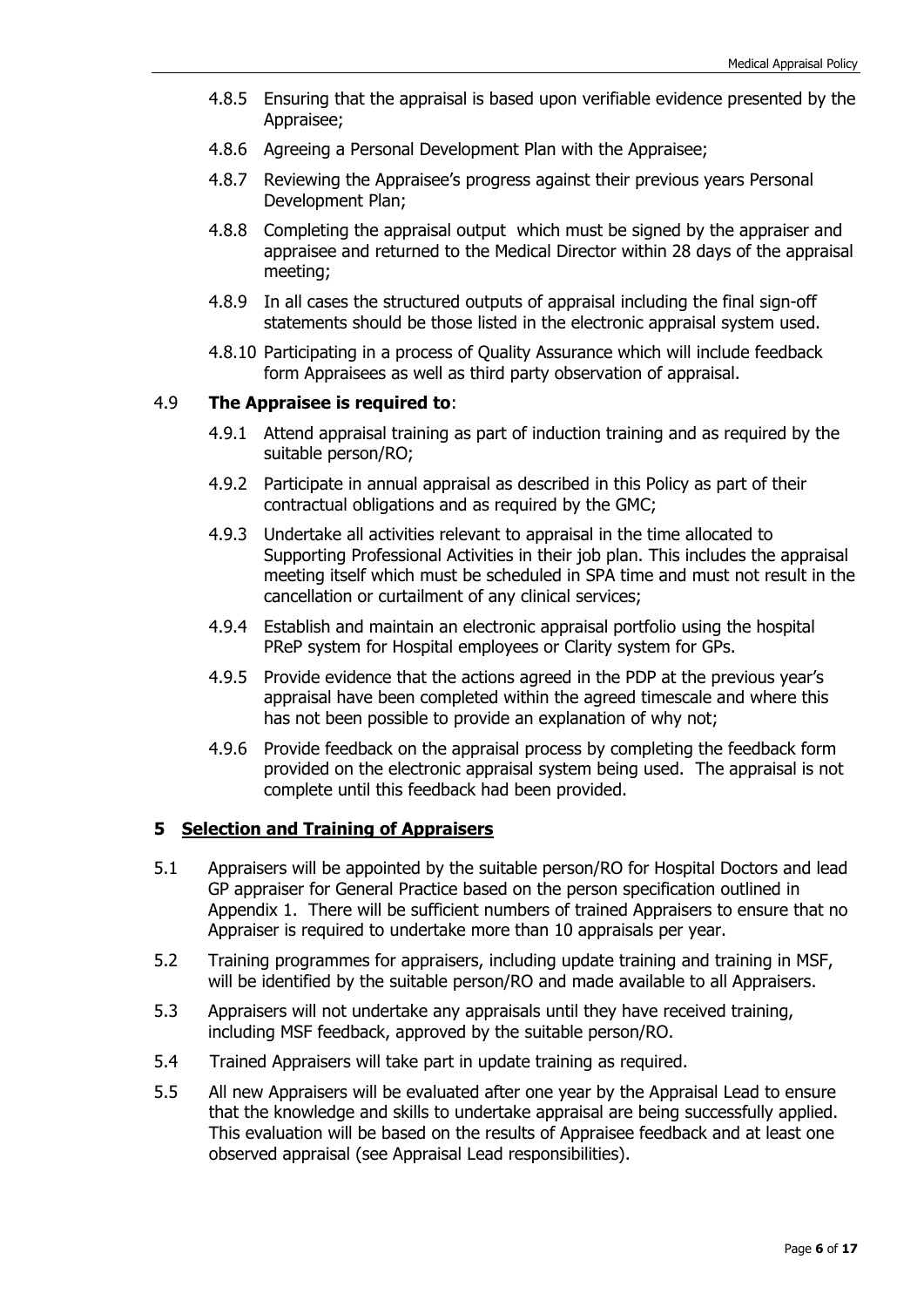4.8.5 Ensuring that the appraisal is based upon verifiable evidence presented by the Appraisee;

4.8.6 Agreeing a Personal Development Plan with the Appraisee;

4.8.7 Reviewing the Appraisee's progress against their previous years Personal Development Plan;

4.8.8 Completing the appraisal output which must be signed by the appraiser and appraisee and returned to the Medical Director within 28 days of the appraisal meeting;

4.8.9 In all cases the structured outputs of appraisal including the final sign-off statements should be those listed in the electronic appraisal system used.

4.8.10 Participating in a process of Quality Assurance which will include feedback form Appraisees as well as third party observation of appraisal.

4.9 **The Appraisee is required to**:

4.9.1 Attend appraisal training as part of induction training and as required by the suitable person/RO;

4.9.2 Participate in annual appraisal as described in this Policy as part of their contractual obligations and as required by the GMC;

4.9.3 Undertake all activities relevant to appraisal in the time allocated to Supporting Professional Activities in their job plan. This includes the appraisal meeting itself which must be scheduled in SPA time and must not result in the cancellation or curtailment of any clinical services;

4.9.4 Establish and maintain an electronic appraisal portfolio using the hospital PReP system for Hospital employees or Clarity system for GPs.

4.9.5 Provide evidence that the actions agreed in the PDP at the previous year's appraisal have been completed within the agreed timescale and where this has not been possible to provide an explanation of why not;

4.9.6 Provide feedback on the appraisal process by completing the feedback form provided on the electronic appraisal system being used. The appraisal is not complete until this feedback had been provided.

## 5 Selection and Training of Appraisers

5.1 Appraisers will be appointed by the suitable person/RO for Hospital Doctors and lead GP appraiser for General Practice based on the person specification outlined in Appendix 1. There will be sufficient numbers of trained Appraisers to ensure that no Appraiser is required to undertake more than 10 appraisals per year.

5.2 Training programmes for appraisers, including update training and training in MSF, will be identified by the suitable person/RO and made available to all Appraisers.

5.3 Appraisers will not undertake any appraisals until they have received training, including MSF feedback, approved by the suitable person/RO.

5.4 Trained Appraisers will take part in update training as required.

5.5 All new Appraisers will be evaluated after one year by the Appraisal Lead to ensure that the knowledge and skills to undertake appraisal are being successfully applied. This evaluation will be based on the results of Appraisee feedback and at least one observed appraisal (see Appraisal Lead responsibilities).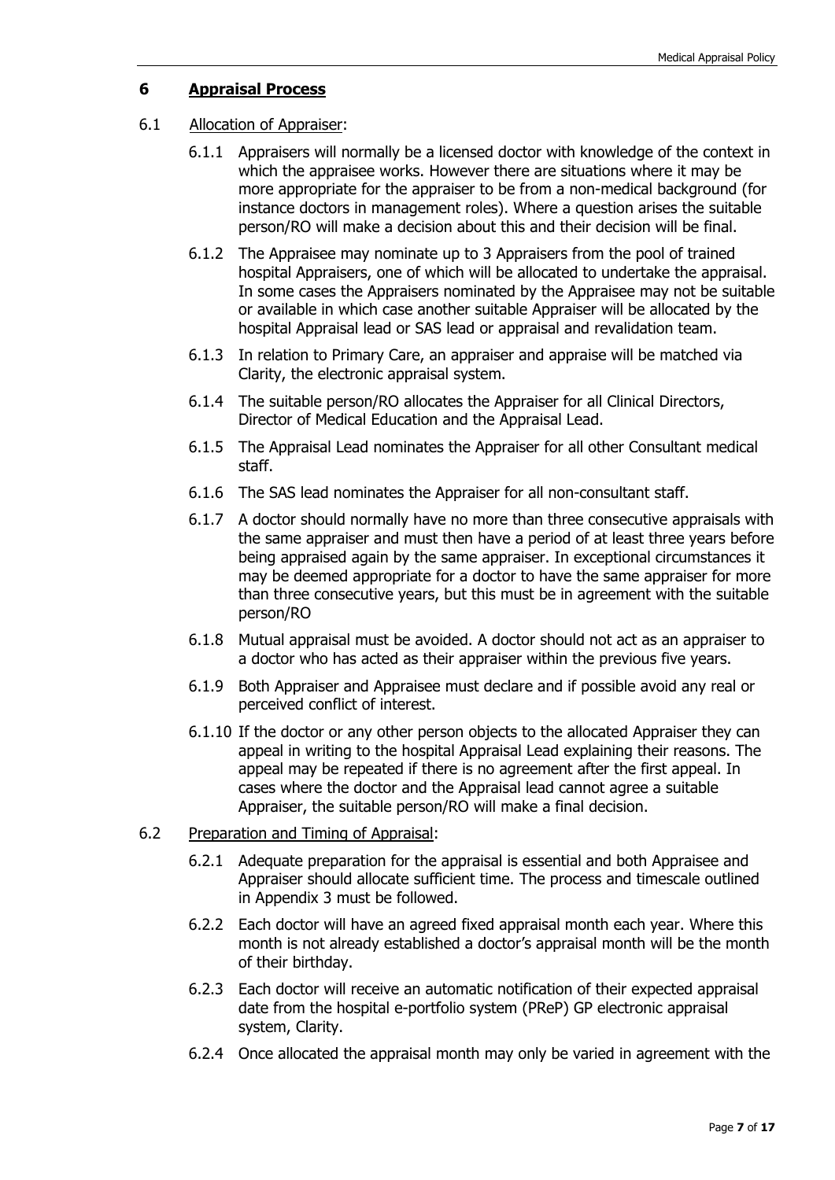## 6 Appraisal Process

### 6.1 Allocation of Appraiser:

6.1.1 Appraisers will normally be a licensed doctor with knowledge of the context in which the appraisee works. However there are situations where it may be more appropriate for the appraiser to be from a non-medical background (for instance doctors in management roles). Where a question arises the suitable person/RO will make a decision about this and their decision will be final.

6.1.2 The Appraisee may nominate up to 3 Appraisers from the pool of trained hospital Appraisers, one of which will be allocated to undertake the appraisal. In some cases the Appraisers nominated by the Appraisee may not be suitable or available in which case another suitable Appraiser will be allocated by the hospital Appraisal lead or SAS lead or appraisal and revalidation team.

6.1.3 In relation to Primary Care, an appraiser and appraise will be matched via Clarity, the electronic appraisal system.

6.1.4 The suitable person/RO allocates the Appraiser for all Clinical Directors, Director of Medical Education and the Appraisal Lead.

6.1.5 The Appraisal Lead nominates the Appraiser for all other Consultant medical staff.

6.1.6 The SAS lead nominates the Appraiser for all non-consultant staff.

6.1.7 A doctor should normally have no more than three consecutive appraisals with the same appraiser and must then have a period of at least three years before being appraised again by the same appraiser. In exceptional circumstances it may be deemed appropriate for a doctor to have the same appraiser for more than three consecutive years, but this must be in agreement with the suitable person/RO

6.1.8 Mutual appraisal must be avoided. A doctor should not act as an appraiser to a doctor who has acted as their appraiser within the previous five years.

6.1.9 Both Appraiser and Appraisee must declare and if possible avoid any real or perceived conflict of interest.

6.1.10 If the doctor or any other person objects to the allocated Appraiser they can appeal in writing to the hospital Appraisal Lead explaining their reasons. The appeal may be repeated if there is no agreement after the first appeal. In cases where the doctor and the Appraisal lead cannot agree a suitable Appraiser, the suitable person/RO will make a final decision.

### 6.2 Preparation and Timing of Appraisal:

6.2.1 Adequate preparation for the appraisal is essential and both Appraisee and Appraiser should allocate sufficient time. The process and timescale outlined in Appendix 3 must be followed.

6.2.2 Each doctor will have an agreed fixed appraisal month each year. Where this month is not already established a doctor's appraisal month will be the month of their birthday.

6.2.3 Each doctor will receive an automatic notification of their expected appraisal date from the hospital e-portfolio system (PReP) GP electronic appraisal system, Clarity.

6.2.4 Once allocated the appraisal month may only be varied in agreement with the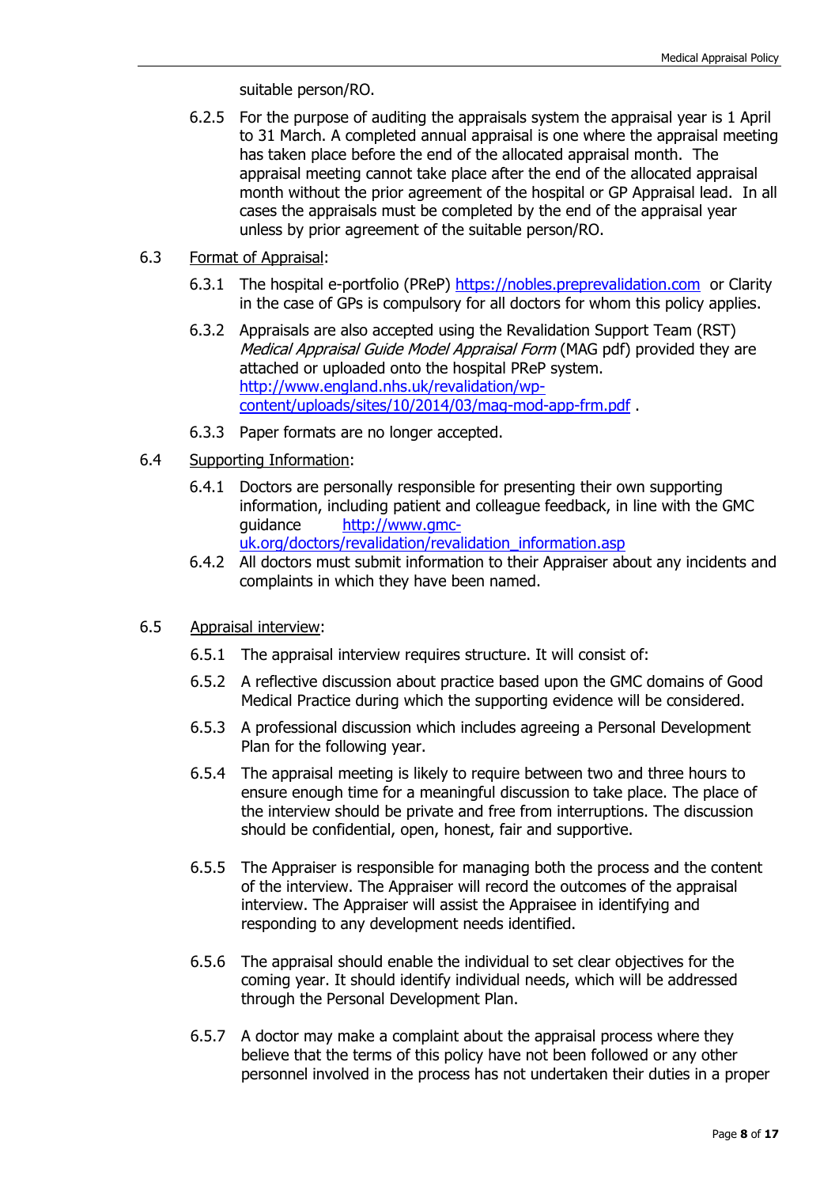suitable person/RO.

6.2.5 For the purpose of auditing the appraisals system the appraisal year is 1 April to 31 March. A completed annual appraisal is one where the appraisal meeting has taken place before the end of the allocated appraisal month. The appraisal meeting cannot take place after the end of the allocated appraisal month without the prior agreement of the hospital or GP Appraisal lead. In all cases the appraisals must be completed by the end of the appraisal year unless by prior agreement of the suitable person/RO.

6.3 <u>Format of Appraisal</u>:

6.3.1 The hospital e-portfolio (PReP) [https://nobles.preprevalidation.com](https://nobles.preprevalidation.com) or Clarity in the case of GPs is compulsory for all doctors for whom this policy applies.

6.3.2 Appraisals are also accepted using the Revalidation Support Team (RST) *Medical Appraisal Guide Model Appraisal Form* (MAG pdf) provided they are attached or uploaded onto the hospital PReP system. [http://www.england.nhs.uk/revalidation/wp-content/uploads/sites/10/2014/03/mag-mod-app-frm.pdf](http://www.england.nhs.uk/revalidation/wp-content/uploads/sites/10/2014/03/mag-mod-app-frm.pdf) .

6.3.3 Paper formats are no longer accepted.

6.4 <u>Supporting Information</u>:

6.4.1 Doctors are personally responsible for presenting their own supporting information, including patient and colleague feedback, in line with the GMC guidance [http://www.gmc-uk.org/doctors/revalidation/revalidation_information.asp](http://www.gmc-uk.org/doctors/revalidation/revalidation_information.asp)

6.4.2 All doctors must submit information to their Appraiser about any incidents and complaints in which they have been named.

6.5 <u>Appraisal interview</u>:

6.5.1 The appraisal interview requires structure. It will consist of:

6.5.2 A reflective discussion about practice based upon the GMC domains of Good Medical Practice during which the supporting evidence will be considered.

6.5.3 A professional discussion which includes agreeing a Personal Development Plan for the following year.

6.5.4 The appraisal meeting is likely to require between two and three hours to ensure enough time for a meaningful discussion to take place. The place of the interview should be private and free from interruptions. The discussion should be confidential, open, honest, fair and supportive.

6.5.5 The Appraiser is responsible for managing both the process and the content of the interview. The Appraiser will record the outcomes of the appraisal interview. The Appraiser will assist the Appraisee in identifying and responding to any development needs identified.

6.5.6 The appraisal should enable the individual to set clear objectives for the coming year. It should identify individual needs, which will be addressed through the Personal Development Plan.

6.5.7 A doctor may make a complaint about the appraisal process where they believe that the terms of this policy have not been followed or any other personnel involved in the process has not undertaken their duties in a proper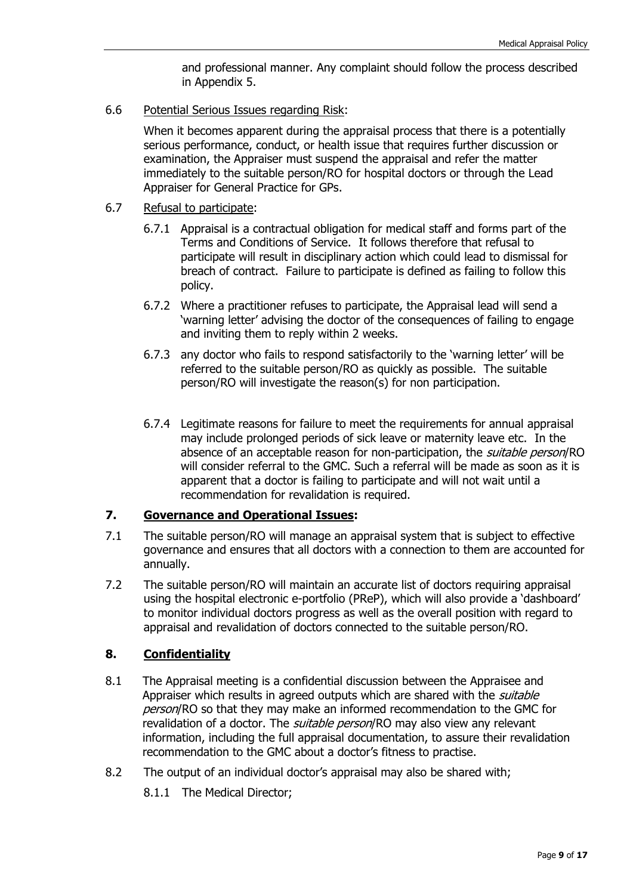and professional manner. Any complaint should follow the process described in Appendix 5.

6.6 Potential Serious Issues regarding Risk:

When it becomes apparent during the appraisal process that there is a potentially serious performance, conduct, or health issue that requires further discussion or examination, the Appraiser must suspend the appraisal and refer the matter immediately to the suitable person/RO for hospital doctors or through the Lead Appraiser for General Practice for GPs.

6.7 Refusal to participate:

6.7.1 Appraisal is a contractual obligation for medical staff and forms part of the Terms and Conditions of Service. It follows therefore that refusal to participate will result in disciplinary action which could lead to dismissal for breach of contract. Failure to participate is defined as failing to follow this policy.

6.7.2 Where a practitioner refuses to participate, the Appraisal lead will send a 'warning letter' advising the doctor of the consequences of failing to engage and inviting them to reply within 2 weeks.

6.7.3 any doctor who fails to respond satisfactorily to the 'warning letter' will be referred to the suitable person/RO as quickly as possible. The suitable person/RO will investigate the reason(s) for non participation.

6.7.4 Legitimate reasons for failure to meet the requirements for annual appraisal may include prolonged periods of sick leave or maternity leave etc. In the absence of an acceptable reason for non-participation, the *suitable person*/RO will consider referral to the GMC. Such a referral will be made as soon as it is apparent that a doctor is failing to participate and will not wait until a recommendation for revalidation is required.

## 7. Governance and Operational Issues:

7.1 The suitable person/RO will manage an appraisal system that is subject to effective governance and ensures that all doctors with a connection to them are accounted for annually.

7.2 The suitable person/RO will maintain an accurate list of doctors requiring appraisal using the hospital electronic e-portfolio (PReP), which will also provide a 'dashboard' to monitor individual doctors progress as well as the overall position with regard to appraisal and revalidation of doctors connected to the suitable person/RO.

## 8. Confidentiality

8.1 The Appraisal meeting is a confidential discussion between the Appraisee and Appraiser which results in agreed outputs which are shared with the *suitable person*/RO so that they may make an informed recommendation to the GMC for revalidation of a doctor. The *suitable person*/RO may also view any relevant information, including the full appraisal documentation, to assure their revalidation recommendation to the GMC about a doctor's fitness to practise.

8.2 The output of an individual doctor's appraisal may also be shared with;

8.1.1 The Medical Director;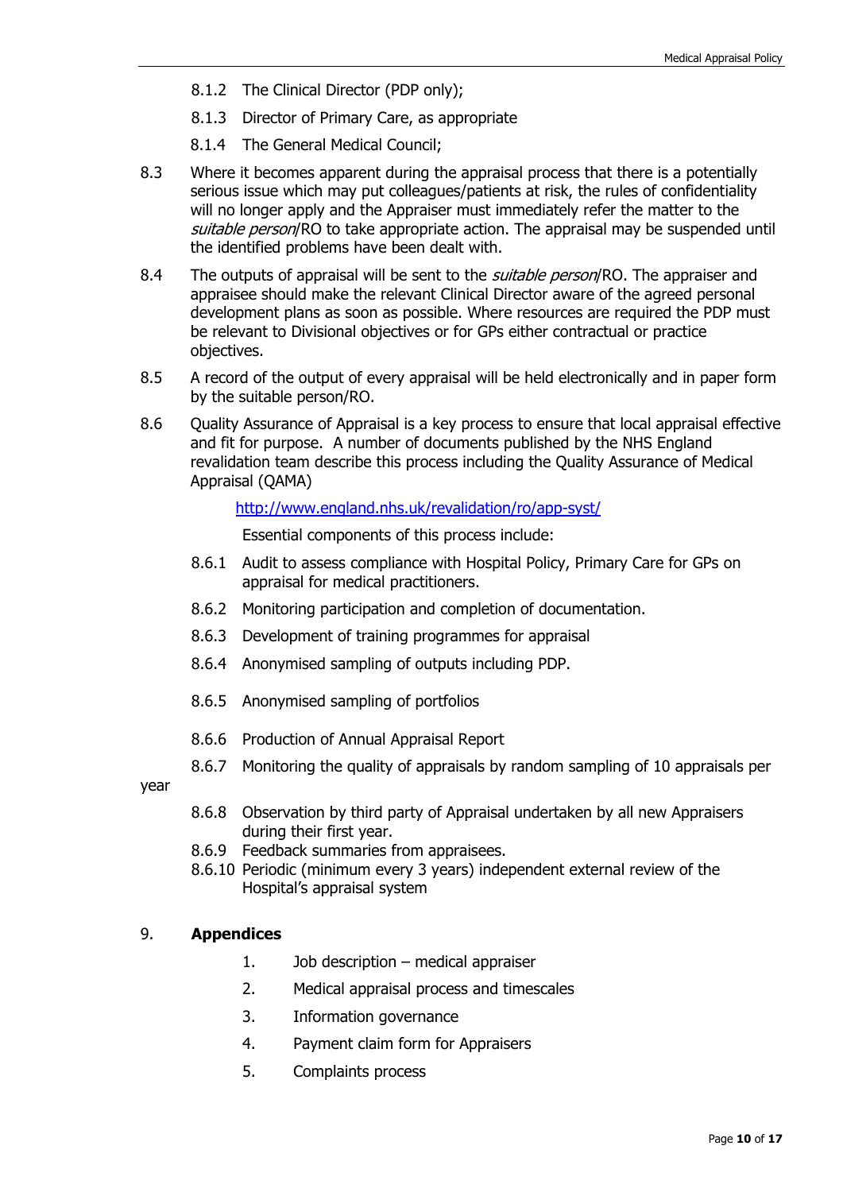8.1.2 The Clinical Director (PDP only);

8.1.3 Director of Primary Care, as appropriate

8.1.4 The General Medical Council;

8.3 Where it becomes apparent during the appraisal process that there is a potentially serious issue which may put colleagues/patients at risk, the rules of confidentiality will no longer apply and the Appraiser must immediately refer the matter to the *suitable person*/RO to take appropriate action. The appraisal may be suspended until the identified problems have been dealt with.

8.4 The outputs of appraisal will be sent to the *suitable person*/RO. The appraiser and appraisee should make the relevant Clinical Director aware of the agreed personal development plans as soon as possible. Where resources are required the PDP must be relevant to Divisional objectives or for GPs either contractual or practice objectives.

8.5 A record of the output of every appraisal will be held electronically and in paper form by the suitable person/RO.

8.6 Quality Assurance of Appraisal is a key process to ensure that local appraisal effective and fit for purpose. A number of documents published by the NHS England revalidation team describe this process including the Quality Assurance of Medical Appraisal (QAMA)

[http://www.england.nhs.uk/revalidation/ro/app-syst/](http://www.england.nhs.uk/revalidation/ro/app-syst/)

Essential components of this process include:

8.6.1 Audit to assess compliance with Hospital Policy, Primary Care for GPs on appraisal for medical practitioners.

8.6.2 Monitoring participation and completion of documentation.

8.6.3 Development of training programmes for appraisal

8.6.4 Anonymised sampling of outputs including PDP.

8.6.5 Anonymised sampling of portfolios

8.6.6 Production of Annual Appraisal Report

8.6.7 Monitoring the quality of appraisals by random sampling of 10 appraisals per year

8.6.8 Observation by third party of Appraisal undertaken by all new Appraisers during their first year.

8.6.9 Feedback summaries from appraisees.

8.6.10 Periodic (minimum every 3 years) independent external review of the Hospital's appraisal system

## 9. Appendices

1. Job description – medical appraiser
2. Medical appraisal process and timescales
3. Information governance
4. Payment claim form for Appraisers
5. Complaints process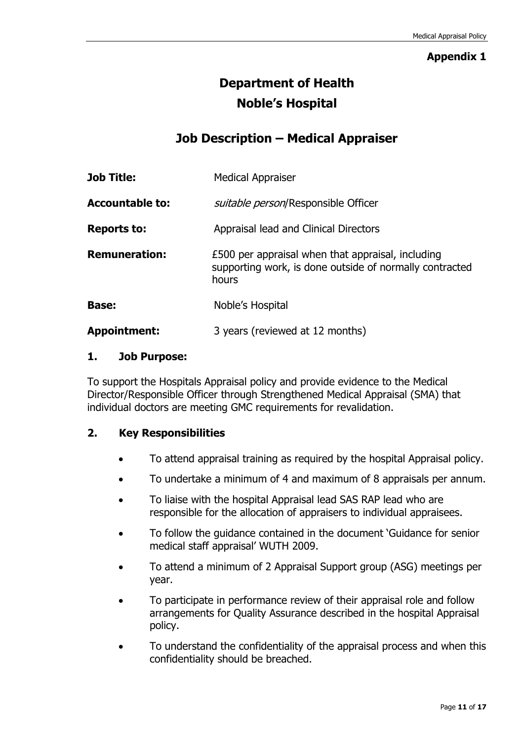**Appendix 1**

# Department of Health
# Noble's Hospital

## Job Description – Medical Appraiser

| | |
|---|---|
| **Job Title:** | Medical Appraiser |
| **Accountable to:** | *suitable person*/Responsible Officer |
| **Reports to:** | Appraisal lead and Clinical Directors |
| **Remuneration:** | £500 per appraisal when that appraisal, including supporting work, is done outside of normally contracted hours |
| **Base:** | Noble's Hospital |
| **Appointment:** | 3 years (reviewed at 12 months) |

### 1. Job Purpose:

To support the Hospitals Appraisal policy and provide evidence to the Medical Director/Responsible Officer through Strengthened Medical Appraisal (SMA) that individual doctors are meeting GMC requirements for revalidation.

### 2. Key Responsibilities

- To attend appraisal training as required by the hospital Appraisal policy.
- To undertake a minimum of 4 and maximum of 8 appraisals per annum.
- To liaise with the hospital Appraisal lead SAS RAP lead who are responsible for the allocation of appraisers to individual appraisees.
- To follow the guidance contained in the document 'Guidance for senior medical staff appraisal' WUTH 2009.
- To attend a minimum of 2 Appraisal Support group (ASG) meetings per year.
- To participate in performance review of their appraisal role and follow arrangements for Quality Assurance described in the hospital Appraisal policy.
- To understand the confidentiality of the appraisal process and when this confidentiality should be breached.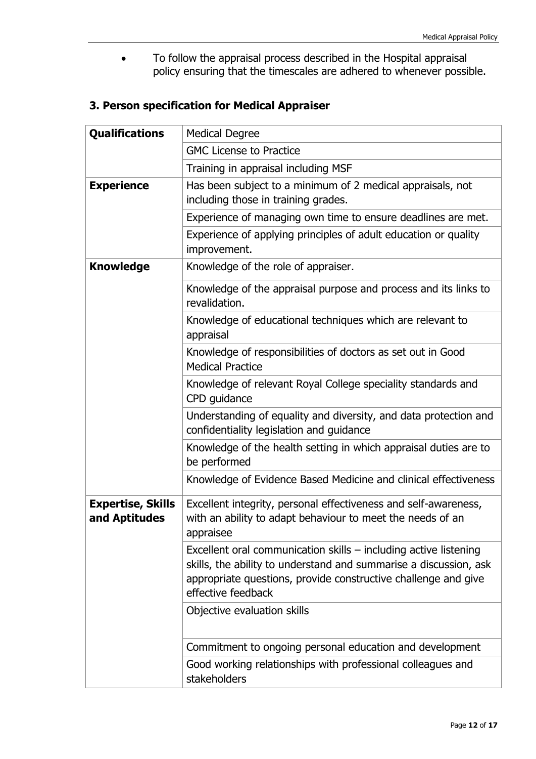- To follow the appraisal process described in the Hospital appraisal policy ensuring that the timescales are adhered to whenever possible.

## 3. Person specification for Medical Appraiser

| | |
|---|---|
| **Qualifications** | Medical Degree |
| | GMC License to Practice |
| | Training in appraisal including MSF |
| **Experience** | Has been subject to a minimum of 2 medical appraisals, not including those in training grades. |
| | Experience of managing own time to ensure deadlines are met. |
| | Experience of applying principles of adult education or quality improvement. |
| **Knowledge** | Knowledge of the role of appraiser. |
| | Knowledge of the appraisal purpose and process and its links to revalidation. |
| | Knowledge of educational techniques which are relevant to appraisal |
| | Knowledge of responsibilities of doctors as set out in Good Medical Practice |
| | Knowledge of relevant Royal College speciality standards and CPD guidance |
| | Understanding of equality and diversity, and data protection and confidentiality legislation and guidance |
| | Knowledge of the health setting in which appraisal duties are to be performed |
| | Knowledge of Evidence Based Medicine and clinical effectiveness |
| **Expertise, Skills and Aptitudes** | Excellent integrity, personal effectiveness and self-awareness, with an ability to adapt behaviour to meet the needs of an appraisee |
| | Excellent oral communication skills – including active listening skills, the ability to understand and summarise a discussion, ask appropriate questions, provide constructive challenge and give effective feedback |
| | Objective evaluation skills |
| | Commitment to ongoing personal education and development |
| | Good working relationships with professional colleagues and stakeholders |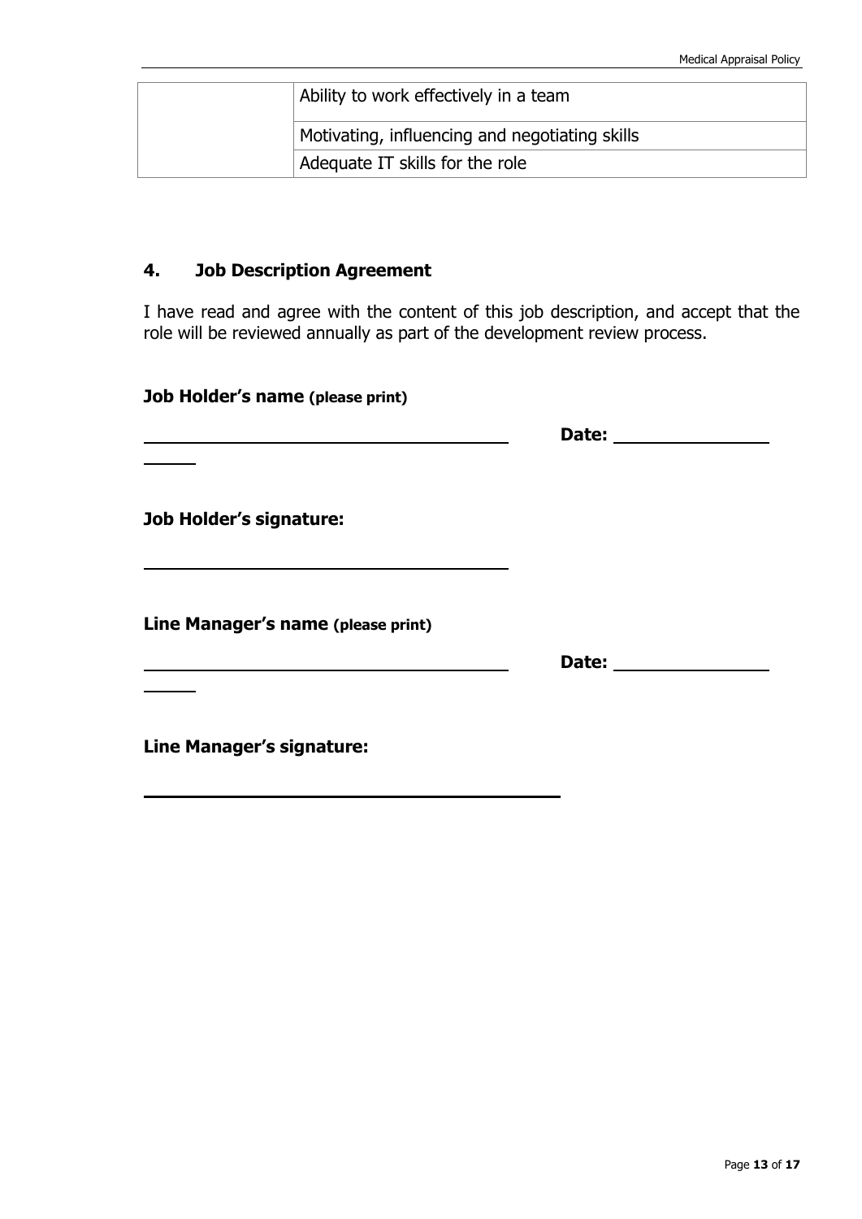| | |
|---|---|
| | Ability to work effectively in a team |
| | Motivating, influencing and negotiating skills |
| | Adequate IT skills for the role |

## 4. Job Description Agreement

I have read and agree with the content of this job description, and accept that the role will be reviewed annually as part of the development review process.

**Job Holder's name (please print)**

______________________________ **Date:** ______________

**Job Holder's signature:**

______________________________

**Line Manager's name (please print)**

______________________________ **Date:** ______________

**Line Manager's signature:**

______________________________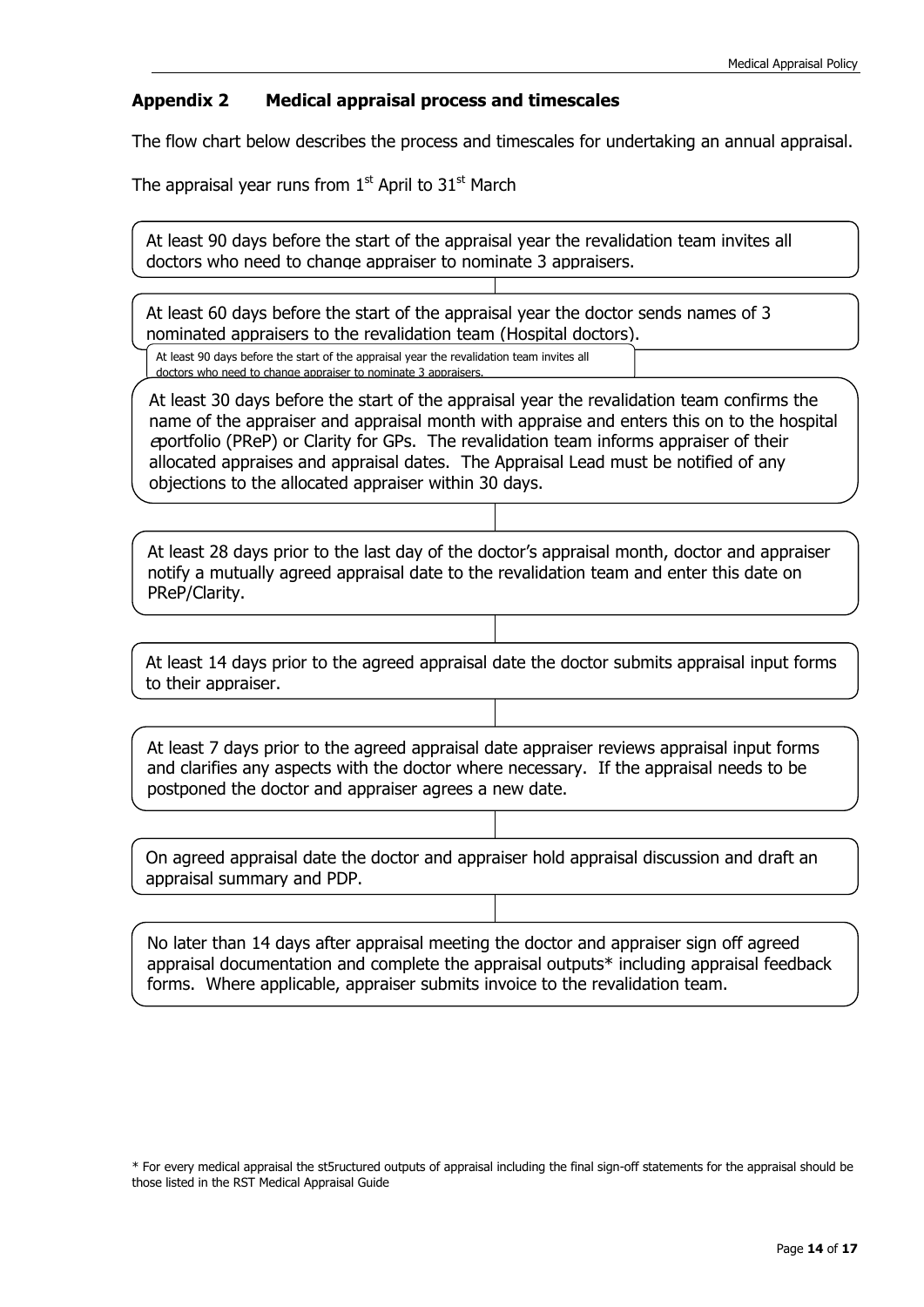## Appendix 2 Medical appraisal process and timescales

The flow chart below describes the process and timescales for undertaking an annual appraisal.

The appraisal year runs from 1st April to 31st March

At least 90 days before the start of the appraisal year the revalidation team invites all doctors who need to change appraiser to nominate 3 appraisers.

At least 60 days before the start of the appraisal year the doctor sends names of 3 nominated appraisers to the revalidation team (Hospital doctors).

At least 90 days before the start of the appraisal year the revalidation team invites all doctors who need to change appraiser to nominate 3 appraisers.

At least 30 days before the start of the appraisal year the revalidation team confirms the name of the appraiser and appraisal month with appraise and enters this on to the hospital *e*portfolio (PReP) or Clarity for GPs. The revalidation team informs appraiser of their allocated appraises and appraisal dates. The Appraisal Lead must be notified of any objections to the allocated appraiser within 30 days.

At least 28 days prior to the last day of the doctor's appraisal month, doctor and appraiser notify a mutually agreed appraisal date to the revalidation team and enter this date on PReP/Clarity.

At least 14 days prior to the agreed appraisal date the doctor submits appraisal input forms to their appraiser.

At least 7 days prior to the agreed appraisal date appraiser reviews appraisal input forms and clarifies any aspects with the doctor where necessary. If the appraisal needs to be postponed the doctor and appraiser agrees a new date.

On agreed appraisal date the doctor and appraiser hold appraisal discussion and draft an appraisal summary and PDP.

No later than 14 days after appraisal meeting the doctor and appraiser sign off agreed appraisal documentation and complete the appraisal outputs* including appraisal feedback forms. Where applicable, appraiser submits invoice to the revalidation team.

\* For every medical appraisal the st5ructured outputs of appraisal including the final sign-off statements for the appraisal should be those listed in the RST Medical Appraisal Guide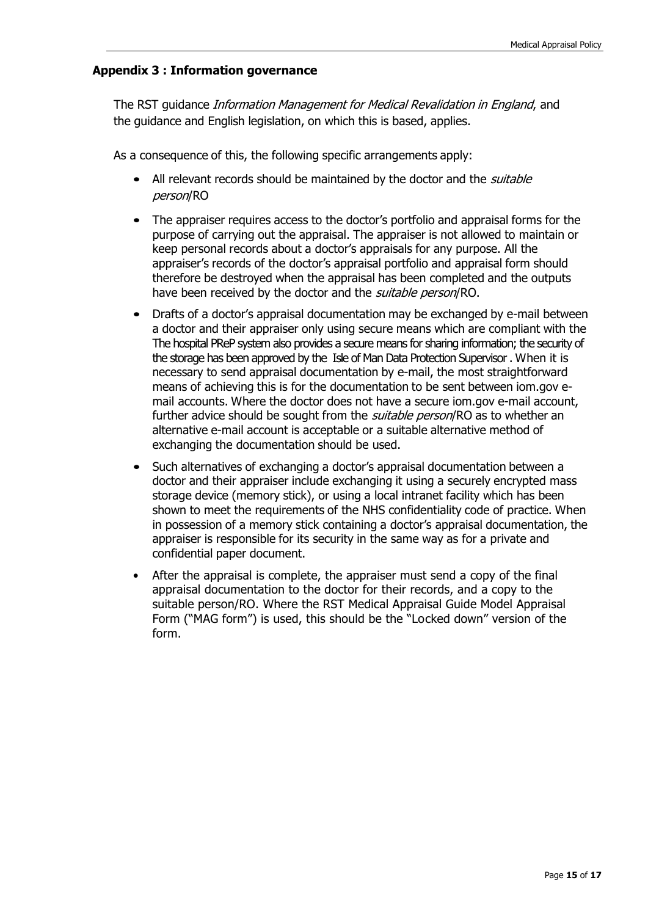## Appendix 3 : Information governance

The RST guidance *Information Management for Medical Revalidation in England*, and the guidance and English legislation, on which this is based, applies.

As a consequence of this, the following specific arrangements apply:

- All relevant records should be maintained by the doctor and the *suitable person*/RO
- The appraiser requires access to the doctor's portfolio and appraisal forms for the purpose of carrying out the appraisal. The appraiser is not allowed to maintain or keep personal records about a doctor's appraisals for any purpose. All the appraiser's records of the doctor's appraisal portfolio and appraisal form should therefore be destroyed when the appraisal has been completed and the outputs have been received by the doctor and the *suitable person*/RO.
- Drafts of a doctor's appraisal documentation may be exchanged by e-mail between a doctor and their appraiser only using secure means which are compliant with the The hospital PReP system also provides a secure means for sharing information; the security of the storage has been approved by the Isle of Man Data Protection Supervisor . When it is necessary to send appraisal documentation by e-mail, the most straightforward means of achieving this is for the documentation to be sent between iom.gov e-mail accounts. Where the doctor does not have a secure iom.gov e-mail account, further advice should be sought from the *suitable person*/RO as to whether an alternative e-mail account is acceptable or a suitable alternative method of exchanging the documentation should be used.
- Such alternatives of exchanging a doctor's appraisal documentation between a doctor and their appraiser include exchanging it using a securely encrypted mass storage device (memory stick), or using a local intranet facility which has been shown to meet the requirements of the NHS confidentiality code of practice. When in possession of a memory stick containing a doctor's appraisal documentation, the appraiser is responsible for its security in the same way as for a private and confidential paper document.
- After the appraisal is complete, the appraiser must send a copy of the final appraisal documentation to the doctor for their records, and a copy to the suitable person/RO. Where the RST Medical Appraisal Guide Model Appraisal Form ("MAG form") is used, this should be the "Locked down" version of the form.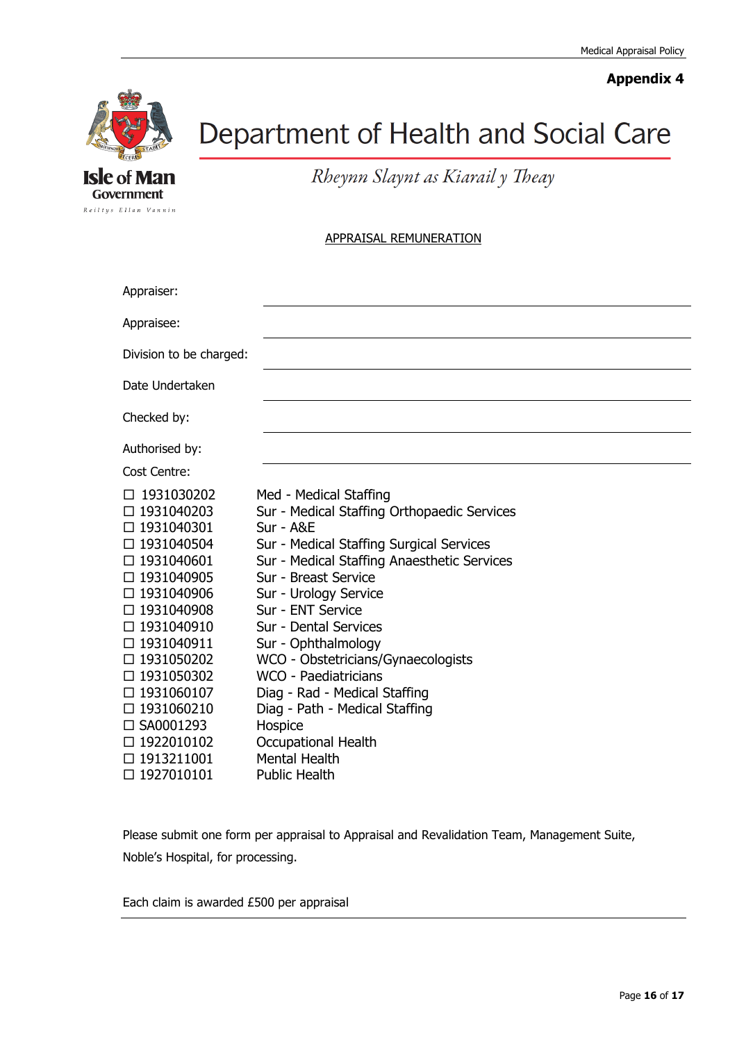**Appendix 4**

# Department of Health and Social Care

*Rheynn Slaynt as Kiarail y Theay*

Isle of Man Government

Reiltys Ellan Vannin

## APPRAISAL REMUNERATION

Appraiser: \_\_\_\_\_\_\_\_\_\_\_\_\_\_\_\_\_\_\_\_\_\_\_\_\_\_\_\_\_\_

Appraisee: \_\_\_\_\_\_\_\_\_\_\_\_\_\_\_\_\_\_\_\_\_\_\_\_\_\_\_\_\_\_

Division to be charged: \_\_\_\_\_\_\_\_\_\_\_\_\_\_\_\_\_\_\_\_\_\_\_\_\_\_\_\_\_\_

Date Undertaken \_\_\_\_\_\_\_\_\_\_\_\_\_\_\_\_\_\_\_\_\_\_\_\_\_\_\_\_\_\_

Checked by: \_\_\_\_\_\_\_\_\_\_\_\_\_\_\_\_\_\_\_\_\_\_\_\_\_\_\_\_\_\_

Authorised by: \_\_\_\_\_\_\_\_\_\_\_\_\_\_\_\_\_\_\_\_\_\_\_\_\_\_\_\_\_\_

Cost Centre:

| Code | Description |
|---|---|
| ☐ 1931030202 | Med - Medical Staffing |
| ☐ 1931040203 | Sur - Medical Staffing Orthopaedic Services |
| ☐ 1931040301 | Sur - A&E |
| ☐ 1931040504 | Sur - Medical Staffing Surgical Services |
| ☐ 1931040601 | Sur - Medical Staffing Anaesthetic Services |
| ☐ 1931040905 | Sur - Breast Service |
| ☐ 1931040906 | Sur - Urology Service |
| ☐ 1931040908 | Sur - ENT Service |
| ☐ 1931040910 | Sur - Dental Services |
| ☐ 1931040911 | Sur - Ophthalmology |
| ☐ 1931050202 | WCO - Obstetricians/Gynaecologists |
| ☐ 1931050302 | WCO - Paediatricians |
| ☐ 1931060107 | Diag - Rad - Medical Staffing |
| ☐ 1931060210 | Diag - Path - Medical Staffing |
| ☐ SA0001293 | Hospice |
| ☐ 1922010102 | Occupational Health |
| ☐ 1913211001 | Mental Health |
| ☐ 1927010101 | Public Health |

Please submit one form per appraisal to Appraisal and Revalidation Team, Management Suite, Noble's Hospital, for processing.

Each claim is awarded £500 per appraisal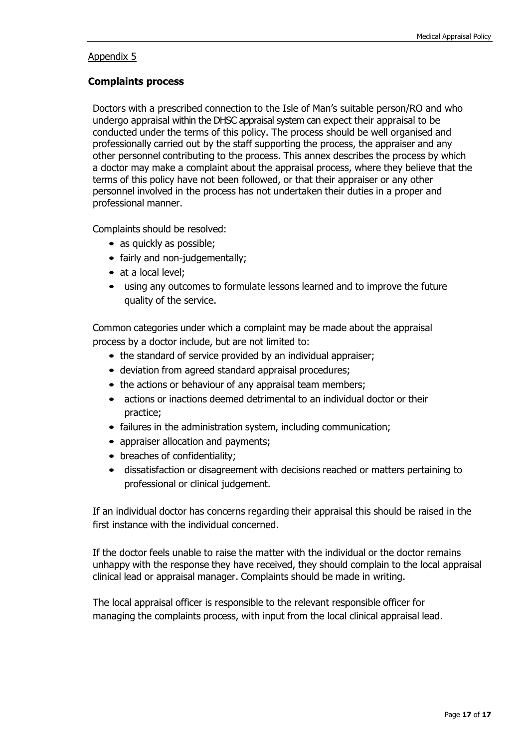Appendix 5

**Complaints process**

Doctors with a prescribed connection to the Isle of Man's suitable person/RO and who undergo appraisal within the DHSC appraisal system can expect their appraisal to be conducted under the terms of this policy. The process should be well organised and professionally carried out by the staff supporting the process, the appraiser and any other personnel contributing to the process. This annex describes the process by which a doctor may make a complaint about the appraisal process, where they believe that the terms of this policy have not been followed, or that their appraiser or any other personnel involved in the process has not undertaken their duties in a proper and professional manner.

Complaints should be resolved:

- as quickly as possible;
- fairly and non-judgementally;
- at a local level;
- using any outcomes to formulate lessons learned and to improve the future quality of the service.

Common categories under which a complaint may be made about the appraisal process by a doctor include, but are not limited to:

- the standard of service provided by an individual appraiser;
- deviation from agreed standard appraisal procedures;
- the actions or behaviour of any appraisal team members;
- actions or inactions deemed detrimental to an individual doctor or their practice;
- failures in the administration system, including communication;
- appraiser allocation and payments;
- breaches of confidentiality;
- dissatisfaction or disagreement with decisions reached or matters pertaining to professional or clinical judgement.

If an individual doctor has concerns regarding their appraisal this should be raised in the first instance with the individual concerned.

If the doctor feels unable to raise the matter with the individual or the doctor remains unhappy with the response they have received, they should complain to the local appraisal clinical lead or appraisal manager. Complaints should be made in writing.

The local appraisal officer is responsible to the relevant responsible officer for managing the complaints process, with input from the local clinical appraisal lead.